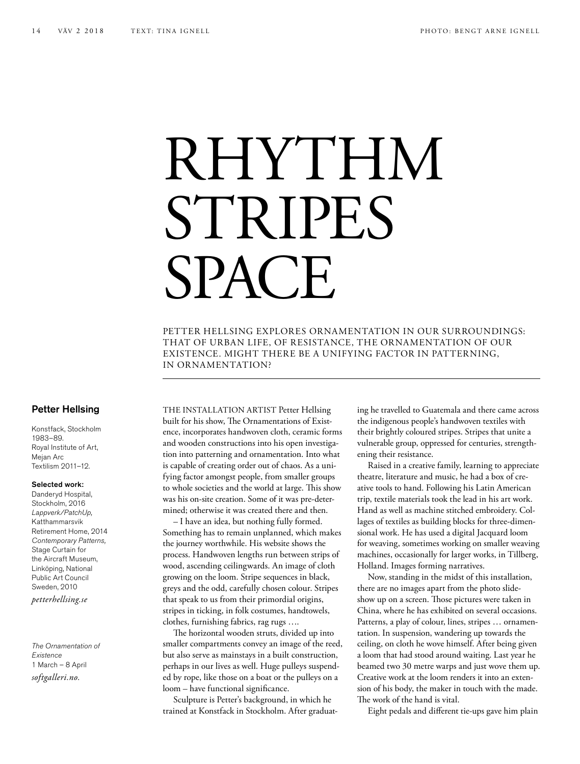# RHYTHM STRIPES SPACE

PETTER HELLSING EXPLORES ORNAMENTATION IN OUR SURROUNDINGS: THAT OF URBAN LIFE, OF RESISTANCE, THE ORNAMENTATION OF OUR EXISTENCE. MIGHT THERE BE A UNIFYING FACTOR IN PATTERNING, IN ORNAMENTATION?

**Petter Hellsing**

Konstfack, Stockholm 1983–89.
Royal Institute of Art, Mejan Arc Textilism 2011–12.

**Selected work:**
Danderyd Hospital, Stockholm, 2016
*Lappverk/PatchUp,* Katthammarsvik Retirement Home, 2014
*Contemporary Patterns,* Stage Curtain for the Aircraft Museum, Linköping, National Public Art Council Sweden, 2010

*petterhellsing.se*

*The Ornamentation of Existence*
1 March – 8 April
*softgalleri.no.*

THE INSTALLATION ARTIST Petter Hellsing built for his show, The Ornamentations of Existence, incorporates handwoven cloth, ceramic forms and wooden constructions into his open investigation into patterning and ornamentation. Into what is capable of creating order out of chaos. As a unifying factor amongst people, from smaller groups to whole societies and the world at large. This show was his on-site creation. Some of it was pre-determined; otherwise it was created there and then.

– I have an idea, but nothing fully formed. Something has to remain unplanned, which makes the journey worthwhile. His website shows the process. Handwoven lengths run between strips of wood, ascending ceilingwards. An image of cloth growing on the loom. Stripe sequences in black, greys and the odd, carefully chosen colour. Stripes that speak to us from their primordial origins, stripes in ticking, in folk costumes, handtowels, clothes, furnishing fabrics, rag rugs ….

The horizontal wooden struts, divided up into smaller compartments convey an image of the reed, but also serve as mainstays in a built construction, perhaps in our lives as well. Huge pulleys suspended by rope, like those on a boat or the pulleys on a loom – have functional significance.

Sculpture is Petter's background, in which he trained at Konstfack in Stockholm. After graduating he travelled to Guatemala and there came across the indigenous people's handwoven textiles with their brightly coloured stripes. Stripes that unite a vulnerable group, oppressed for centuries, strengthening their resistance.

Raised in a creative family, learning to appreciate theatre, literature and music, he had a box of creative tools to hand. Following his Latin American trip, textile materials took the lead in his art work. Hand as well as machine stitched embroidery. Collages of textiles as building blocks for three-dimensional work. He has used a digital Jacquard loom for weaving, sometimes working on smaller weaving machines, occasionally for larger works, in Tillberg, Holland. Images forming narratives.

Now, standing in the midst of this installation, there are no images apart from the photo slideshow up on a screen. Those pictures were taken in China, where he has exhibited on several occasions. Patterns, a play of colour, lines, stripes … ornamentation. In suspension, wandering up towards the ceiling, on cloth he wove himself. After being given a loom that had stood around waiting. Last year he beamed two 30 metre warps and just wove them up. Creative work at the loom renders it into an extension of his body, the maker in touch with the made. The work of the hand is vital.

Eight pedals and different tie-ups gave him plain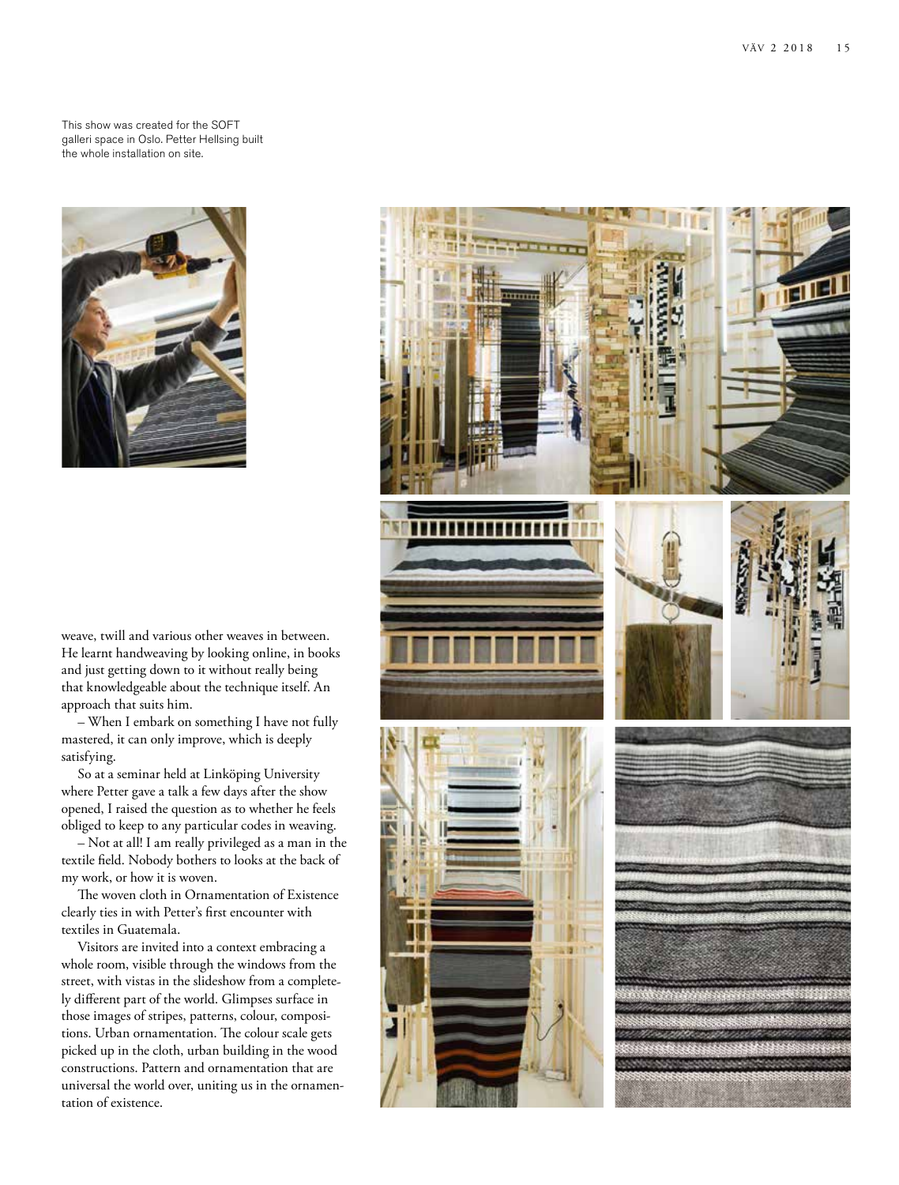This show was created for the SOFT galleri space in Oslo. Petter Hellsing built the whole installation on site.

weave, twill and various other weaves in between. He learnt handweaving by looking online, in books and just getting down to it without really being that knowledgeable about the technique itself. An approach that suits him.

– When I embark on something I have not fully mastered, it can only improve, which is deeply satisfying.

So at a seminar held at Linköping University where Petter gave a talk a few days after the show opened, I raised the question as to whether he feels obliged to keep to any particular codes in weaving.

– Not at all! I am really privileged as a man in the textile field. Nobody bothers to looks at the back of my work, or how it is woven.

The woven cloth in Ornamentation of Existence clearly ties in with Petter's first encounter with textiles in Guatemala.

Visitors are invited into a context embracing a whole room, visible through the windows from the street, with vistas in the slideshow from a completely different part of the world. Glimpses surface in those images of stripes, patterns, colour, compositions. Urban ornamentation. The colour scale gets picked up in the cloth, urban building in the wood constructions. Pattern and ornamentation that are universal the world over, uniting us in the ornamentation of existence.